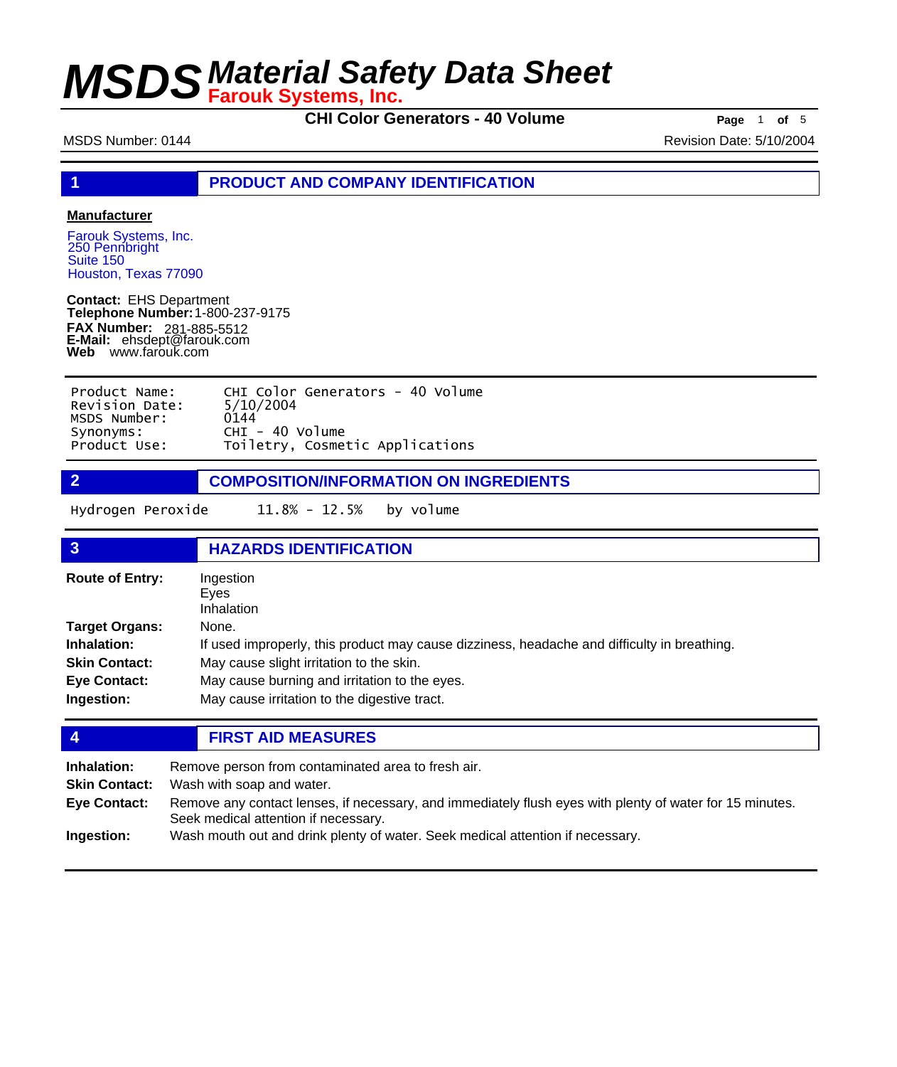# MSDS Material Safety Data Sheet
## Farouk Systems, Inc.

**CHI Color Generators - 40 Volume**

MSDS Number: 0144 | Revision Date: 5/10/2004

## 1 PRODUCT AND COMPANY IDENTIFICATION

**Manufacturer**

Farouk Systems, Inc.
250 Pennbright
Suite 150
Houston, Texas 77090

**Contact:** EHS Department
**Telephone Number:** 1-800-237-9175
**FAX Number:** 281-885-5512
**E-Mail:** ehsdept@farouk.com
**Web** www.farouk.com

| | |
|---|---|
| Product Name: | CHI Color Generators - 40 Volume |
| Revision Date: | 5/10/2004 |
| MSDS Number: | 0144 |
| Synonyms: | CHI - 40 Volume |
| Product Use: | Toiletry, Cosmetic Applications |

## 2 COMPOSITION/INFORMATION ON INGREDIENTS

| | | |
|---|---|---|
| Hydrogen Peroxide | 11.8% - 12.5% | by volume |

## 3 HAZARDS IDENTIFICATION

**Route of Entry:** Ingestion
Eyes
Inhalation

**Target Organs:** None.

**Inhalation:** If used improperly, this product may cause dizziness, headache and difficulty in breathing.

**Skin Contact:** May cause slight irritation to the skin.

**Eye Contact:** May cause burning and irritation to the eyes.

**Ingestion:** May cause irritation to the digestive tract.

## 4 FIRST AID MEASURES

**Inhalation:** Remove person from contaminated area to fresh air.

**Skin Contact:** Wash with soap and water.

**Eye Contact:** Remove any contact lenses, if necessary, and immediately flush eyes with plenty of water for 15 minutes. Seek medical attention if necessary.

**Ingestion:** Wash mouth out and drink plenty of water. Seek medical attention if necessary.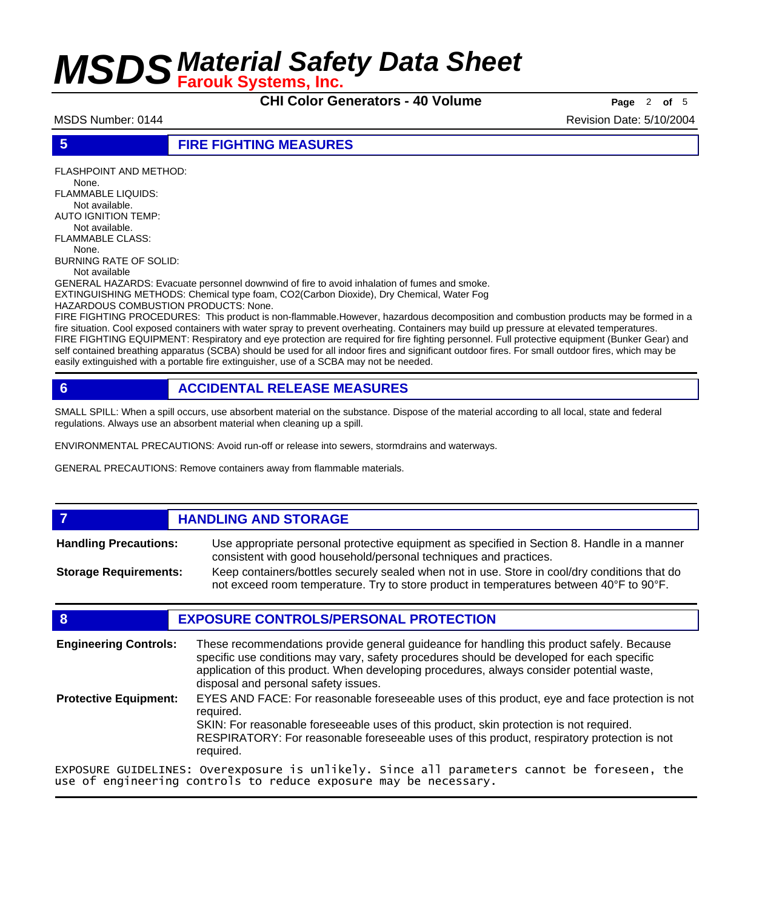## 5 FIRE FIGHTING MEASURES

FLASHPOINT AND METHOD:
None.

FLAMMABLE LIQUIDS:
Not available.

AUTO IGNITION TEMP:
Not available.

FLAMMABLE CLASS:
None.

BURNING RATE OF SOLID:
Not available

GENERAL HAZARDS: Evacuate personnel downwind of fire to avoid inhalation of fumes and smoke.

EXTINGUISHING METHODS: Chemical type foam, CO2(Carbon Dioxide), Dry Chemical, Water Fog

HAZARDOUS COMBUSTION PRODUCTS: None.

FIRE FIGHTING PROCEDURES: This product is non-flammable.However, hazardous decomposition and combustion products may be formed in a fire situation. Cool exposed containers with water spray to prevent overheating. Containers may build up pressure at elevated temperatures.

FIRE FIGHTING EQUIPMENT: Respiratory and eye protection are required for fire fighting personnel. Full protective equipment (Bunker Gear) and self contained breathing apparatus (SCBA) should be used for all indoor fires and significant outdoor fires. For small outdoor fires, which may be easily extinguished with a portable fire extinguisher, use of a SCBA may not be needed.

## 6 ACCIDENTAL RELEASE MEASURES

SMALL SPILL: When a spill occurs, use absorbent material on the substance. Dispose of the material according to all local, state and federal regulations. Always use an absorbent material when cleaning up a spill.

ENVIRONMENTAL PRECAUTIONS: Avoid run-off or release into sewers, stormdrains and waterways.

GENERAL PRECAUTIONS: Remove containers away from flammable materials.

## 7 HANDLING AND STORAGE

**Handling Precautions:** Use appropriate personal protective equipment as specified in Section 8. Handle in a manner consistent with good household/personal techniques and practices.

**Storage Requirements:** Keep containers/bottles securely sealed when not in use. Store in cool/dry conditions that do not exceed room temperature. Try to store product in temperatures between 40°F to 90°F.

## 8 EXPOSURE CONTROLS/PERSONAL PROTECTION

**Engineering Controls:** These recommendations provide general guideance for handling this product safely. Because specific use conditions may vary, safety procedures should be developed for each specific application of this product. When developing procedures, always consider potential waste, disposal and personal safety issues.

**Protective Equipment:** EYES AND FACE: For reasonable foreseeable uses of this product, eye and face protection is not required.
SKIN: For reasonable foreseeable uses of this product, skin protection is not required.
RESPIRATORY: For reasonable foreseeable uses of this product, respiratory protection is not required.

EXPOSURE GUIDELINES: Overexposure is unlikely. Since all parameters cannot be foreseen, the use of engineering controls to reduce exposure may be necessary.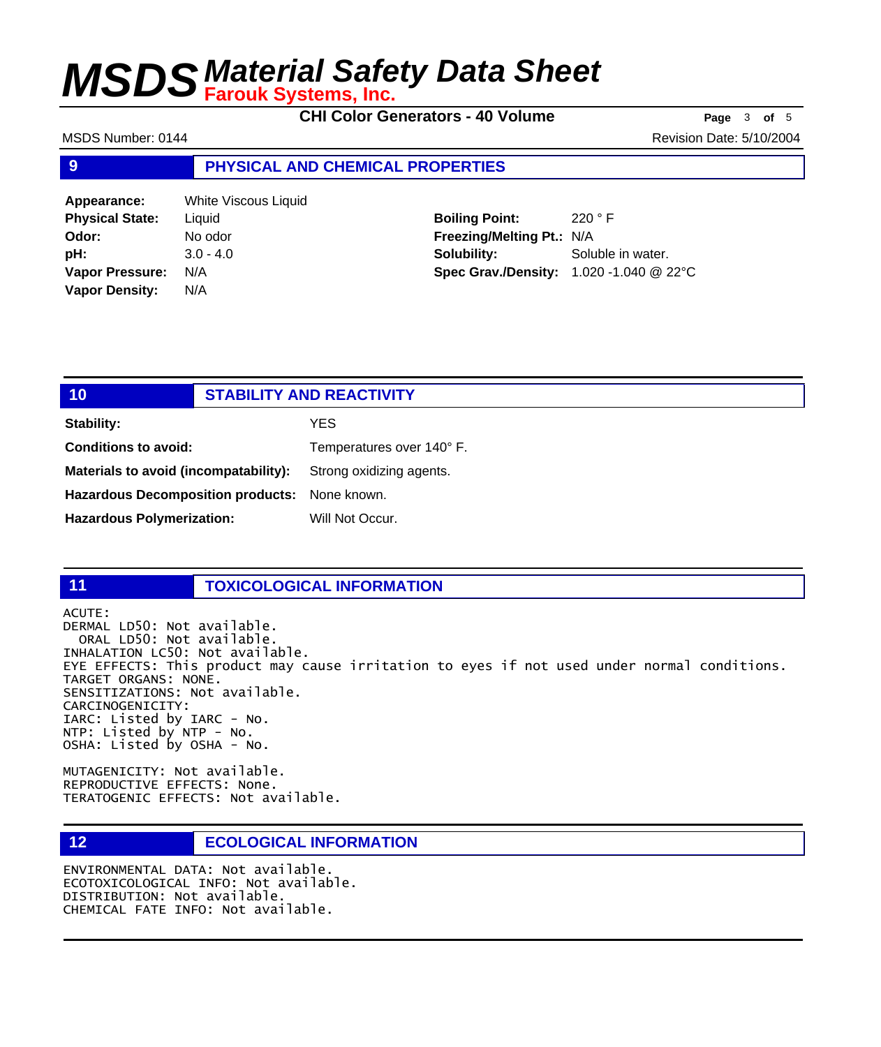# MSDS Material Safety Data Sheet
**Farouk Systems, Inc.**

**CHI Color Generators - 40 Volume**

MSDS Number: 0144 Revision Date: 5/10/2004

## 9 PHYSICAL AND CHEMICAL PROPERTIES

| | | | |
|---|---|---|---|
| **Appearance:** | White Viscous Liquid | | |
| **Physical State:** | Liquid | **Boiling Point:** | 220 ° F |
| **Odor:** | No odor | **Freezing/Melting Pt.:** | N/A |
| **pH:** | 3.0 - 4.0 | **Solubility:** | Soluble in water. |
| **Vapor Pressure:** | N/A | **Spec Grav./Density:** | 1.020 -1.040 @ 22°C |
| **Vapor Density:** | N/A | | |

## 10 STABILITY AND REACTIVITY

| | |
|---|---|
| **Stability:** | YES |
| **Conditions to avoid:** | Temperatures over 140° F. |
| **Materials to avoid (incompatability):** | Strong oxidizing agents. |
| **Hazardous Decomposition products:** | None known. |
| **Hazardous Polymerization:** | Will Not Occur. |

## 11 TOXICOLOGICAL INFORMATION

ACUTE:
DERMAL LD50: Not available.
ORAL LD50: Not available.
INHALATION LC50: Not available.
EYE EFFECTS: This product may cause irritation to eyes if not used under normal conditions.
TARGET ORGANS: NONE.
SENSITIZATIONS: Not available.
CARCINOGENICITY:
IARC: Listed by IARC - No.
NTP: Listed by NTP - No.
OSHA: Listed by OSHA - No.

MUTAGENICITY: Not available.
REPRODUCTIVE EFFECTS: None.
TERATOGENIC EFFECTS: Not available.

## 12 ECOLOGICAL INFORMATION

ENVIRONMENTAL DATA: Not available.
ECOTOXICOLOGICAL INFO: Not available.
DISTRIBUTION: Not available.
CHEMICAL FATE INFO: Not available.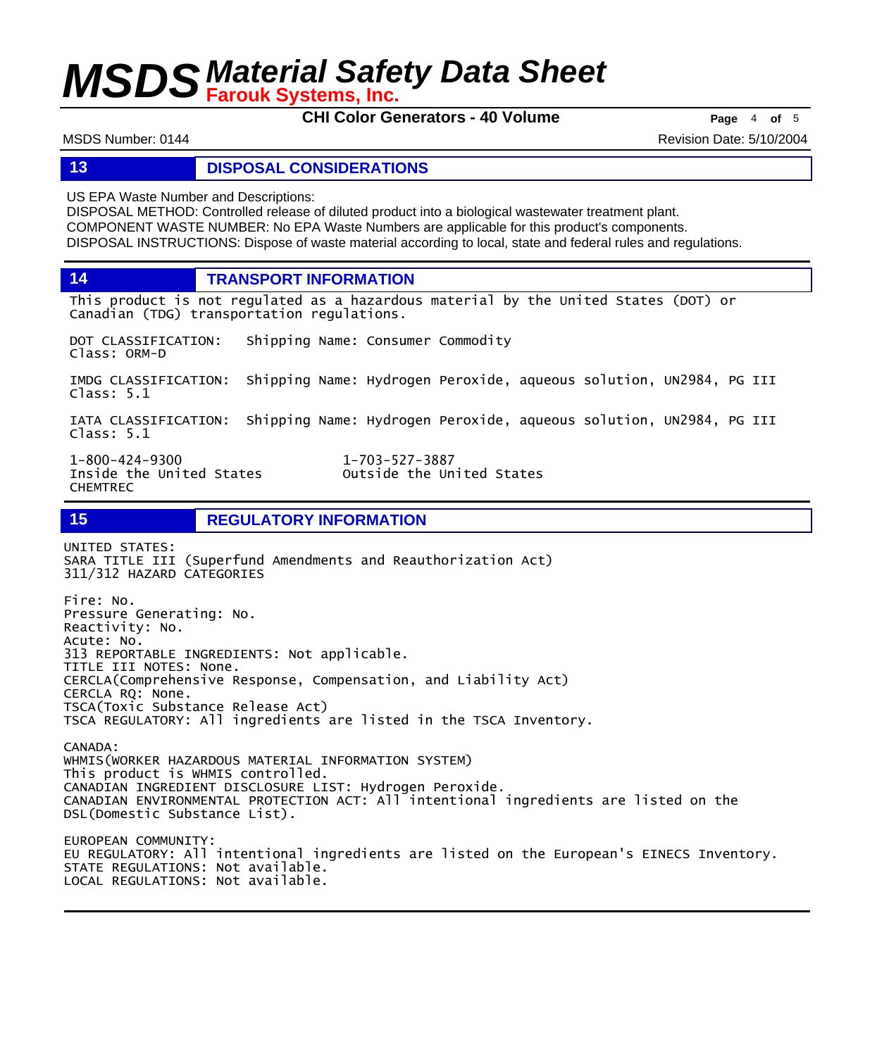## 13 DISPOSAL CONSIDERATIONS

US EPA Waste Number and Descriptions:
DISPOSAL METHOD: Controlled release of diluted product into a biological wastewater treatment plant.
COMPONENT WASTE NUMBER: No EPA Waste Numbers are applicable for this product's components.
DISPOSAL INSTRUCTIONS: Dispose of waste material according to local, state and federal rules and regulations.

## 14 TRANSPORT INFORMATION

This product is not regulated as a hazardous material by the United States (DOT) or Canadian (TDG) transportation regulations.

DOT CLASSIFICATION: Shipping Name: Consumer Commodity
Class: ORM-D

IMDG CLASSIFICATION: Shipping Name: Hydrogen Peroxide, aqueous solution, UN2984, PG III
Class: 5.1

IATA CLASSIFICATION: Shipping Name: Hydrogen Peroxide, aqueous solution, UN2984, PG III
Class: 5.1

| 1-800-424-9300 | 1-703-527-3887 |
|---|---|
| Inside the United States | Outside the United States |
| CHEMTREC | |

## 15 REGULATORY INFORMATION

UNITED STATES:
SARA TITLE III (Superfund Amendments and Reauthorization Act)
311/312 HAZARD CATEGORIES

Fire: No.
Pressure Generating: No.
Reactivity: No.
Acute: No.
313 REPORTABLE INGREDIENTS: Not applicable.
TITLE III NOTES: None.
CERCLA(Comprehensive Response, Compensation, and Liability Act)
CERCLA RQ: None.
TSCA(Toxic Substance Release Act)
TSCA REGULATORY: All ingredients are listed in the TSCA Inventory.

CANADA:
WHMIS(WORKER HAZARDOUS MATERIAL INFORMATION SYSTEM)
This product is WHMIS controlled.
CANADIAN INGREDIENT DISCLOSURE LIST: Hydrogen Peroxide.
CANADIAN ENVIRONMENTAL PROTECTION ACT: All intentional ingredients are listed on the DSL(Domestic Substance List).

EUROPEAN COMMUNITY:
EU REGULATORY: All intentional ingredients are listed on the European's EINECS Inventory.
STATE REGULATIONS: Not available.
LOCAL REGULATIONS: Not available.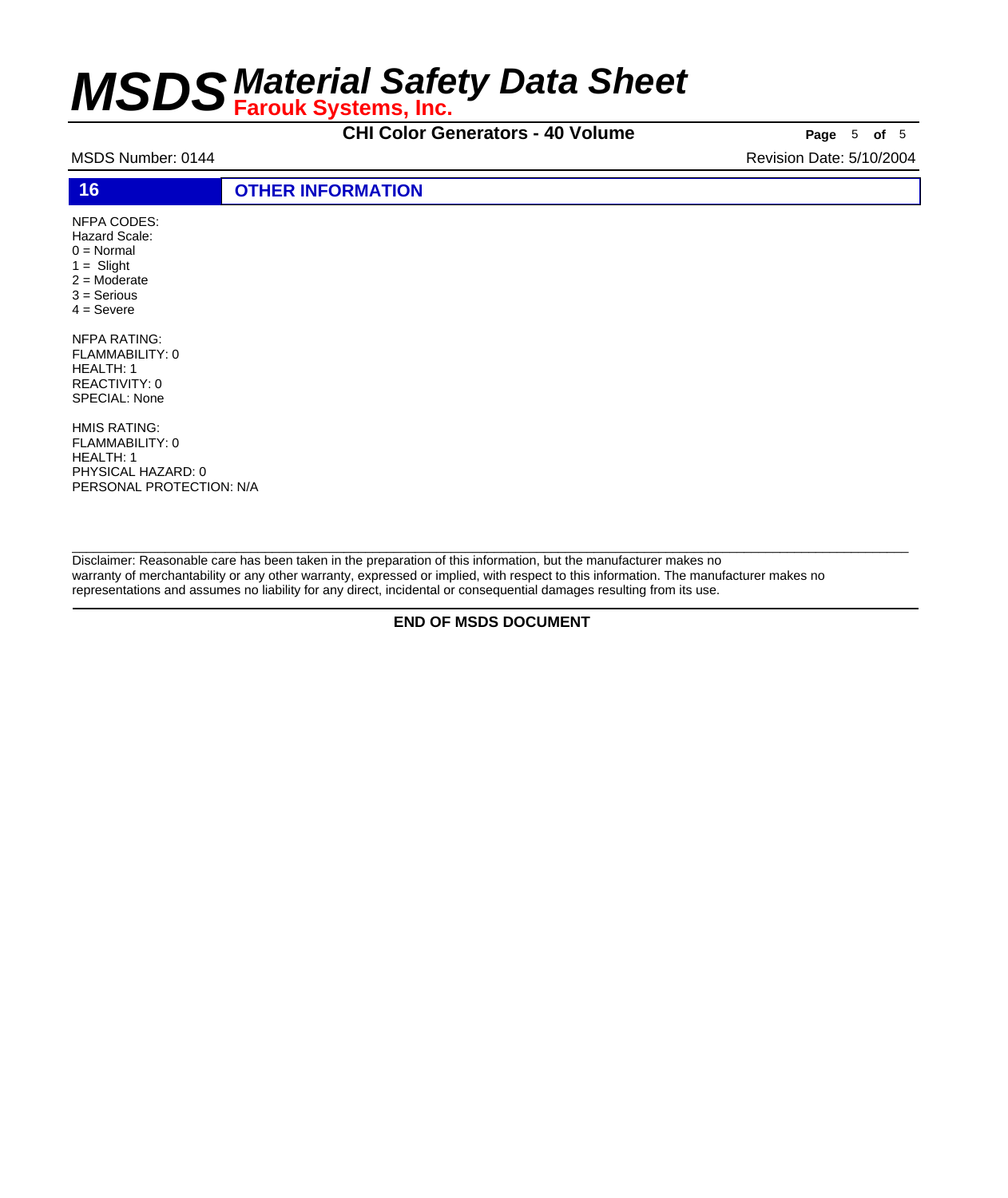## 16 OTHER INFORMATION

NFPA CODES:
Hazard Scale:
0 = Normal
1 = Slight
2 = Moderate
3 = Serious
4 = Severe

NFPA RATING:
FLAMMABILITY: 0
HEALTH: 1
REACTIVITY: 0
SPECIAL: None

HMIS RATING:
FLAMMABILITY: 0
HEALTH: 1
PHYSICAL HAZARD: 0
PERSONAL PROTECTION: N/A

---

Disclaimer: Reasonable care has been taken in the preparation of this information, but the manufacturer makes no warranty of merchantability or any other warranty, expressed or implied, with respect to this information. The manufacturer makes no representations and assumes no liability for any direct, incidental or consequential damages resulting from its use.

---

**END OF MSDS DOCUMENT**